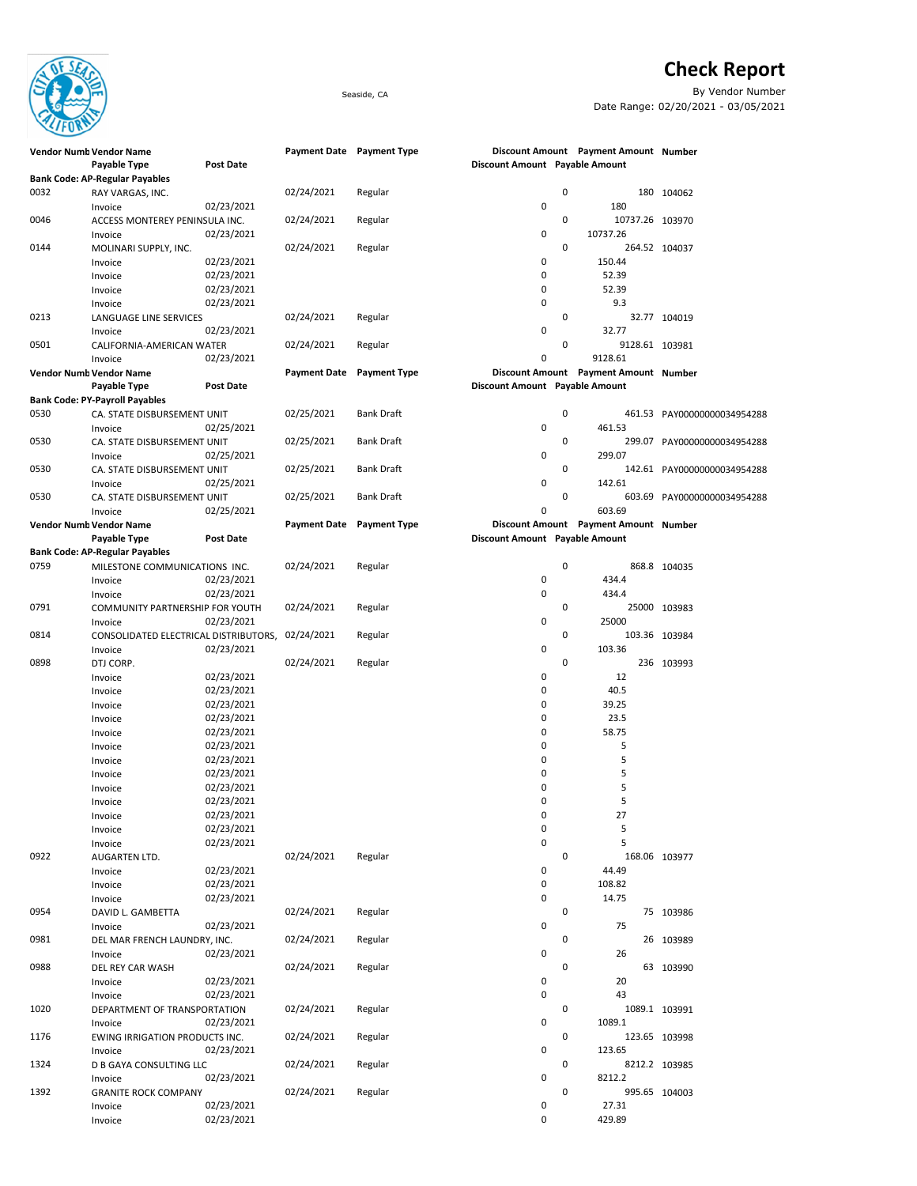# Check Report

Seaside, CA

By Vendor Number

Date Range: 02/20/2021 - 03/05/2021

| Vendor Number | Vendor Name / Payable Type | Post Date | Payment Date | Payment Type | Discount Amount | Payment Amount / Payable Amount | Number |
|---|---|---|---|---|---|---|---|
| **Bank Code: AP-Regular Payables** | | | | | | | |
| 0032 | RAY VARGAS, INC. | | 02/24/2021 | Regular | 0 | 180 | 104062 |
| | Invoice | 02/23/2021 | | | 0 | 180 | |
| 0046 | ACCESS MONTEREY PENINSULA INC. | | 02/24/2021 | Regular | 0 | 10737.26 | 103970 |
| | Invoice | 02/23/2021 | | | 0 | 10737.26 | |
| 0144 | MOLINARI SUPPLY, INC. | | 02/24/2021 | Regular | 0 | 264.52 | 104037 |
| | Invoice | 02/23/2021 | | | 0 | 150.44 | |
| | Invoice | 02/23/2021 | | | 0 | 52.39 | |
| | Invoice | 02/23/2021 | | | 0 | 52.39 | |
| | Invoice | 02/23/2021 | | | 0 | 9.3 | |
| 0213 | LANGUAGE LINE SERVICES | | 02/24/2021 | Regular | 0 | 32.77 | 104019 |
| | Invoice | 02/23/2021 | | | 0 | 32.77 | |
| 0501 | CALIFORNIA-AMERICAN WATER | | 02/24/2021 | Regular | 0 | 9128.61 | 103981 |
| | Invoice | 02/23/2021 | | | 0 | 9128.61 | |
| **Bank Code: PY-Payroll Payables** | | | | | | | |
| 0530 | CA. STATE DISBURSEMENT UNIT | | 02/25/2021 | Bank Draft | 0 | 461.53 | PAY00000000034954288 |
| | Invoice | 02/25/2021 | | | 0 | 461.53 | |
| 0530 | CA. STATE DISBURSEMENT UNIT | | 02/25/2021 | Bank Draft | 0 | 299.07 | PAY00000000034954288 |
| | Invoice | 02/25/2021 | | | 0 | 299.07 | |
| 0530 | CA. STATE DISBURSEMENT UNIT | | 02/25/2021 | Bank Draft | 0 | 142.61 | PAY00000000034954288 |
| | Invoice | 02/25/2021 | | | 0 | 142.61 | |
| 0530 | CA. STATE DISBURSEMENT UNIT | | 02/25/2021 | Bank Draft | 0 | 603.69 | PAY00000000034954288 |
| | Invoice | 02/25/2021 | | | 0 | 603.69 | |
| **Bank Code: AP-Regular Payables** | | | | | | | |
| 0759 | MILESTONE COMMUNICATIONS INC. | | 02/24/2021 | Regular | 0 | 868.8 | 104035 |
| | Invoice | 02/23/2021 | | | 0 | 434.4 | |
| | Invoice | 02/23/2021 | | | 0 | 434.4 | |
| 0791 | COMMUNITY PARTNERSHIP FOR YOUTH | | 02/24/2021 | Regular | 0 | 25000 | 103983 |
| | Invoice | 02/23/2021 | | | 0 | 25000 | |
| 0814 | CONSOLIDATED ELECTRICAL DISTRIBUTORS, | | 02/24/2021 | Regular | 0 | 103.36 | 103984 |
| | Invoice | 02/23/2021 | | | 0 | 103.36 | |
| 0898 | DTJ CORP. | | 02/24/2021 | Regular | 0 | 236 | 103993 |
| | Invoice | 02/23/2021 | | | 0 | 12 | |
| | Invoice | 02/23/2021 | | | 0 | 40.5 | |
| | Invoice | 02/23/2021 | | | 0 | 39.25 | |
| | Invoice | 02/23/2021 | | | 0 | 23.5 | |
| | Invoice | 02/23/2021 | | | 0 | 58.75 | |
| | Invoice | 02/23/2021 | | | 0 | 5 | |
| | Invoice | 02/23/2021 | | | 0 | 5 | |
| | Invoice | 02/23/2021 | | | 0 | 5 | |
| | Invoice | 02/23/2021 | | | 0 | 5 | |
| | Invoice | 02/23/2021 | | | 0 | 5 | |
| | Invoice | 02/23/2021 | | | 0 | 27 | |
| | Invoice | 02/23/2021 | | | 0 | 5 | |
| | Invoice | 02/23/2021 | | | 0 | 5 | |
| 0922 | AUGARTEN LTD. | | 02/24/2021 | Regular | 0 | 168.06 | 103977 |
| | Invoice | 02/23/2021 | | | 0 | 44.49 | |
| | Invoice | 02/23/2021 | | | 0 | 108.82 | |
| | Invoice | 02/23/2021 | | | 0 | 14.75 | |
| 0954 | DAVID L. GAMBETTA | | 02/24/2021 | Regular | 0 | 75 | 103986 |
| | Invoice | 02/23/2021 | | | 0 | 75 | |
| 0981 | DEL MAR FRENCH LAUNDRY, INC. | | 02/24/2021 | Regular | 0 | 26 | 103989 |
| | Invoice | 02/23/2021 | | | 0 | 26 | |
| 0988 | DEL REY CAR WASH | | 02/24/2021 | Regular | 0 | 63 | 103990 |
| | Invoice | 02/23/2021 | | | 0 | 20 | |
| | Invoice | 02/23/2021 | | | 0 | 43 | |
| 1020 | DEPARTMENT OF TRANSPORTATION | | 02/24/2021 | Regular | 0 | 1089.1 | 103991 |
| | Invoice | 02/23/2021 | | | 0 | 1089.1 | |
| 1176 | EWING IRRIGATION PRODUCTS INC. | | 02/24/2021 | Regular | 0 | 123.65 | 103998 |
| | Invoice | 02/23/2021 | | | 0 | 123.65 | |
| 1324 | D B GAYA CONSULTING LLC | | 02/24/2021 | Regular | 0 | 8212.2 | 103985 |
| | Invoice | 02/23/2021 | | | 0 | 8212.2 | |
| 1392 | GRANITE ROCK COMPANY | | 02/24/2021 | Regular | 0 | 995.65 | 104003 |
| | Invoice | 02/23/2021 | | | 0 | 27.31 | |
| | Invoice | 02/23/2021 | | | 0 | 429.89 | |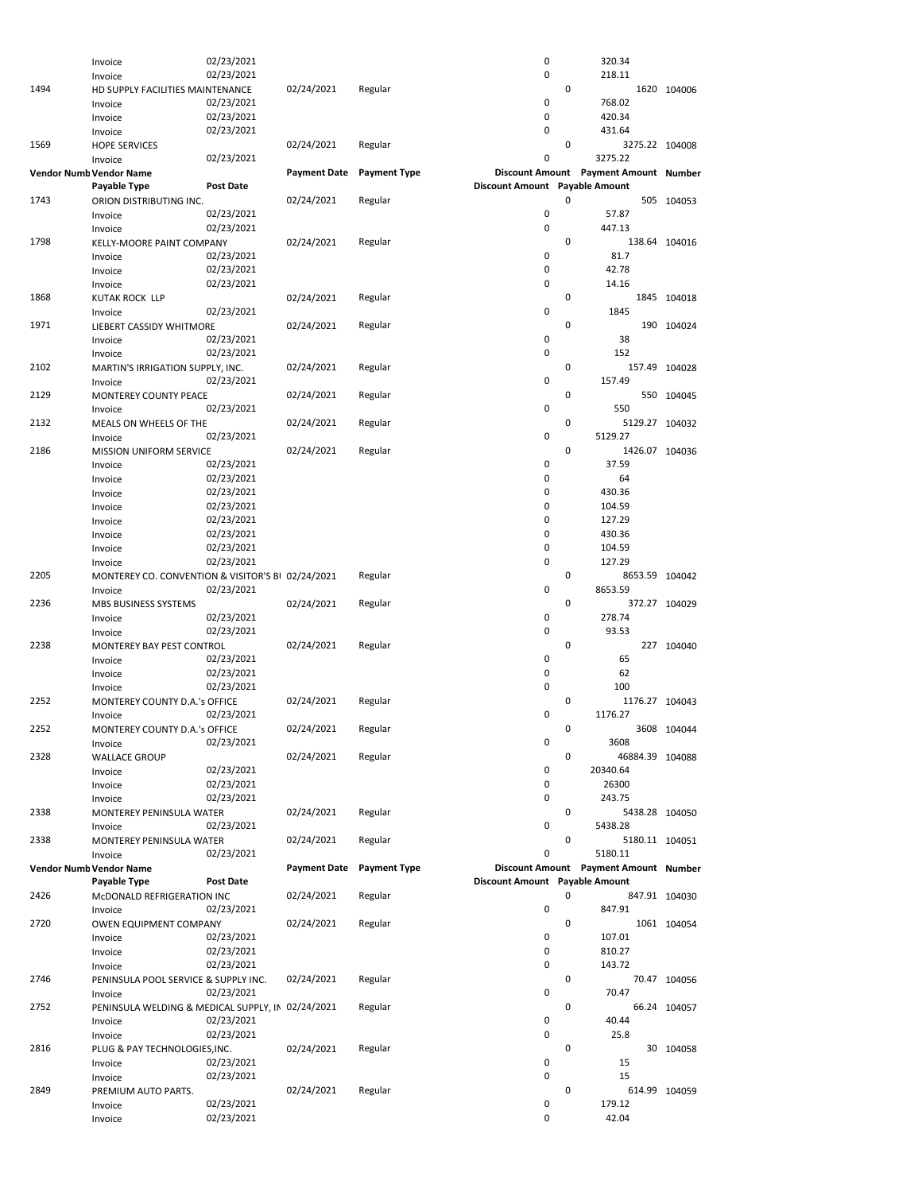| Vendor Number | Vendor Name | Post Date | Payment Date | Payment Type | Discount Amount | Payment Amount | Number |
|---|---|---|---|---|---|---|---|
| | Invoice | 02/23/2021 | | | 0 | 320.34 | |
| | Invoice | 02/23/2021 | | | 0 | 218.11 | |
| 1494 | HD SUPPLY FACILITIES MAINTENANCE | | 02/24/2021 | Regular | 0 | 1620 | 104006 |
| | Invoice | 02/23/2021 | | | 0 | 768.02 | |
| | Invoice | 02/23/2021 | | | 0 | 420.34 | |
| | Invoice | 02/23/2021 | | | 0 | 431.64 | |
| 1569 | HOPE SERVICES | | 02/24/2021 | Regular | 0 | 3275.22 | 104008 |
| | Invoice | 02/23/2021 | | | 0 | 3275.22 | |
| **Vendor Number** | **Vendor Name** | | **Payment Date** | **Payment Type** | **Discount Amount** | **Payment Amount** | **Number** |
| | **Payable Type** | **Post Date** | | | **Discount Amount** | **Payable Amount** | |
| 1743 | ORION DISTRIBUTING INC. | | 02/24/2021 | Regular | 0 | 505 | 104053 |
| | Invoice | 02/23/2021 | | | 0 | 57.87 | |
| | Invoice | 02/23/2021 | | | 0 | 447.13 | |
| 1798 | KELLY-MOORE PAINT COMPANY | | 02/24/2021 | Regular | 0 | 138.64 | 104016 |
| | Invoice | 02/23/2021 | | | 0 | 81.7 | |
| | Invoice | 02/23/2021 | | | 0 | 42.78 | |
| | Invoice | 02/23/2021 | | | 0 | 14.16 | |
| 1868 | KUTAK ROCK LLP | | 02/24/2021 | Regular | 0 | 1845 | 104018 |
| | Invoice | 02/23/2021 | | | 0 | 1845 | |
| 1971 | LIEBERT CASSIDY WHITMORE | | 02/24/2021 | Regular | 0 | 190 | 104024 |
| | Invoice | 02/23/2021 | | | 0 | 38 | |
| | Invoice | 02/23/2021 | | | 0 | 152 | |
| 2102 | MARTIN'S IRRIGATION SUPPLY, INC. | | 02/24/2021 | Regular | 0 | 157.49 | 104028 |
| | Invoice | 02/23/2021 | | | 0 | 157.49 | |
| 2129 | MONTEREY COUNTY PEACE | | 02/24/2021 | Regular | 0 | 550 | 104045 |
| | Invoice | 02/23/2021 | | | 0 | 550 | |
| 2132 | MEALS ON WHEELS OF THE | | 02/24/2021 | Regular | 0 | 5129.27 | 104032 |
| | Invoice | 02/23/2021 | | | 0 | 5129.27 | |
| 2186 | MISSION UNIFORM SERVICE | | 02/24/2021 | Regular | 0 | 1426.07 | 104036 |
| | Invoice | 02/23/2021 | | | 0 | 37.59 | |
| | Invoice | 02/23/2021 | | | 0 | 64 | |
| | Invoice | 02/23/2021 | | | 0 | 430.36 | |
| | Invoice | 02/23/2021 | | | 0 | 104.59 | |
| | Invoice | 02/23/2021 | | | 0 | 127.29 | |
| | Invoice | 02/23/2021 | | | 0 | 430.36 | |
| | Invoice | 02/23/2021 | | | 0 | 104.59 | |
| | Invoice | 02/23/2021 | | | 0 | 127.29 | |
| 2205 | MONTEREY CO. CONVENTION & VISITOR'S BI | | 02/24/2021 | Regular | 0 | 8653.59 | 104042 |
| | Invoice | 02/23/2021 | | | 0 | 8653.59 | |
| 2236 | MBS BUSINESS SYSTEMS | | 02/24/2021 | Regular | 0 | 372.27 | 104029 |
| | Invoice | 02/23/2021 | | | 0 | 278.74 | |
| | Invoice | 02/23/2021 | | | 0 | 93.53 | |
| 2238 | MONTEREY BAY PEST CONTROL | | 02/24/2021 | Regular | 0 | 227 | 104040 |
| | Invoice | 02/23/2021 | | | 0 | 65 | |
| | Invoice | 02/23/2021 | | | 0 | 62 | |
| | Invoice | 02/23/2021 | | | 0 | 100 | |
| 2252 | MONTEREY COUNTY D.A.'s OFFICE | | 02/24/2021 | Regular | 0 | 1176.27 | 104043 |
| | Invoice | 02/23/2021 | | | 0 | 1176.27 | |
| 2252 | MONTEREY COUNTY D.A.'s OFFICE | | 02/24/2021 | Regular | 0 | 3608 | 104044 |
| | Invoice | 02/23/2021 | | | 0 | 3608 | |
| 2328 | WALLACE GROUP | | 02/24/2021 | Regular | 0 | 46884.39 | 104088 |
| | Invoice | 02/23/2021 | | | 0 | 20340.64 | |
| | Invoice | 02/23/2021 | | | 0 | 26300 | |
| | Invoice | 02/23/2021 | | | 0 | 243.75 | |
| 2338 | MONTEREY PENINSULA WATER | | 02/24/2021 | Regular | 0 | 5438.28 | 104050 |
| | Invoice | 02/23/2021 | | | 0 | 5438.28 | |
| 2338 | MONTEREY PENINSULA WATER | | 02/24/2021 | Regular | 0 | 5180.11 | 104051 |
| | Invoice | 02/23/2021 | | | 0 | 5180.11 | |
| **Vendor Number** | **Vendor Name** | | **Payment Date** | **Payment Type** | **Discount Amount** | **Payment Amount** | **Number** |
| | **Payable Type** | **Post Date** | | | **Discount Amount** | **Payable Amount** | |
| 2426 | McDONALD REFRIGERATION INC | | 02/24/2021 | Regular | 0 | 847.91 | 104030 |
| | Invoice | 02/23/2021 | | | 0 | 847.91 | |
| 2720 | OWEN EQUIPMENT COMPANY | | 02/24/2021 | Regular | 0 | 1061 | 104054 |
| | Invoice | 02/23/2021 | | | 0 | 107.01 | |
| | Invoice | 02/23/2021 | | | 0 | 810.27 | |
| | Invoice | 02/23/2021 | | | 0 | 143.72 | |
| 2746 | PENINSULA POOL SERVICE & SUPPLY INC. | | 02/24/2021 | Regular | 0 | 70.47 | 104056 |
| | Invoice | 02/23/2021 | | | 0 | 70.47 | |
| 2752 | PENINSULA WELDING & MEDICAL SUPPLY, IN | | 02/24/2021 | Regular | 0 | 66.24 | 104057 |
| | Invoice | 02/23/2021 | | | 0 | 40.44 | |
| | Invoice | 02/23/2021 | | | 0 | 25.8 | |
| 2816 | PLUG & PAY TECHNOLOGIES,INC. | | 02/24/2021 | Regular | 0 | 30 | 104058 |
| | Invoice | 02/23/2021 | | | 0 | 15 | |
| | Invoice | 02/23/2021 | | | 0 | 15 | |
| 2849 | PREMIUM AUTO PARTS. | | 02/24/2021 | Regular | 0 | 614.99 | 104059 |
| | Invoice | 02/23/2021 | | | 0 | 179.12 | |
| | Invoice | 02/23/2021 | | | 0 | 42.04 | |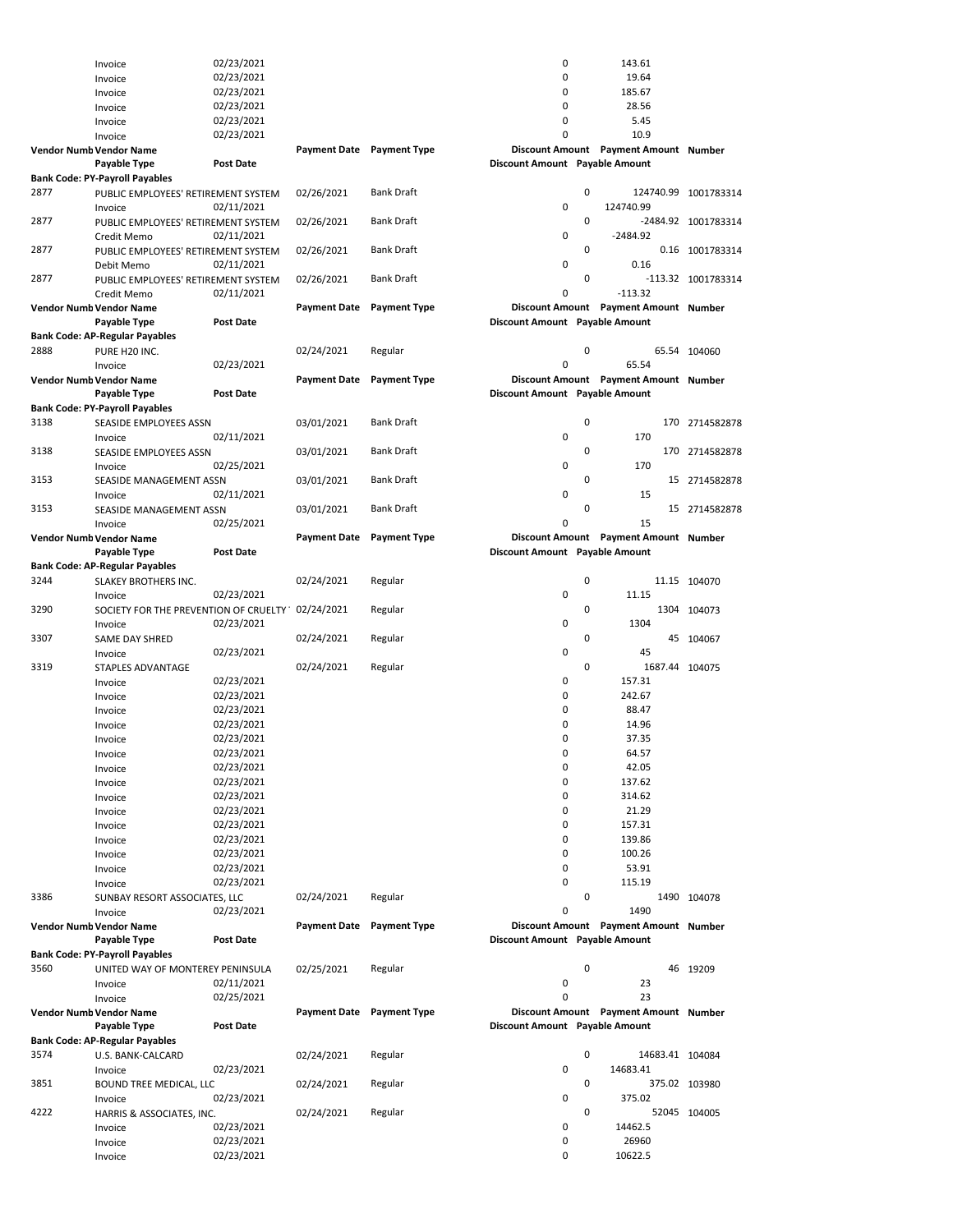| Vendor Number | Vendor Name | Payment Date | Payment Type | Discount Amount | Payment Amount | Number |
|---|---|---|---|---|---|---|
| | Payable Type | Post Date | | Discount Amount | Payable Amount | |
| | Invoice | 02/23/2021 | | 0 | 143.61 | |
| | Invoice | 02/23/2021 | | 0 | 19.64 | |
| | Invoice | 02/23/2021 | | 0 | 185.67 | |
| | Invoice | 02/23/2021 | | 0 | 28.56 | |
| | Invoice | 02/23/2021 | | 0 | 5.45 | |
| | Invoice | 02/23/2021 | | 0 | 10.9 | |

| Vendor Numb | Vendor Name | | Payment Date | Payment Type | Discount Amount | Payment Amount | Number |
|---|---|---|---|---|---|---|---|
| | Payable Type | Post Date | | | Discount Amount | Payable Amount | |
| **Bank Code: PY-Payroll Payables** | | | | | | | |
| 2877 | PUBLIC EMPLOYEES' RETIREMENT SYSTEM | | 02/26/2021 | Bank Draft | 0 | 124740.99 | 1001783314 |
| | Invoice | 02/11/2021 | | | 0 | 124740.99 | |
| 2877 | PUBLIC EMPLOYEES' RETIREMENT SYSTEM | | 02/26/2021 | Bank Draft | 0 | -2484.92 | 1001783314 |
| | Credit Memo | 02/11/2021 | | | 0 | -2484.92 | |
| 2877 | PUBLIC EMPLOYEES' RETIREMENT SYSTEM | | 02/26/2021 | Bank Draft | 0 | 0.16 | 1001783314 |
| | Debit Memo | 02/11/2021 | | | 0 | 0.16 | |
| 2877 | PUBLIC EMPLOYEES' RETIREMENT SYSTEM | | 02/26/2021 | Bank Draft | 0 | -113.32 | 1001783314 |
| | Credit Memo | 02/11/2021 | | | 0 | -113.32 | |

| Vendor Numb | Vendor Name | | Payment Date | Payment Type | Discount Amount | Payment Amount | Number |
|---|---|---|---|---|---|---|---|
| | Payable Type | Post Date | | | Discount Amount | Payable Amount | |
| **Bank Code: AP-Regular Payables** | | | | | | | |
| 2888 | PURE H20 INC. | | 02/24/2021 | Regular | 0 | 65.54 | 104060 |
| | Invoice | 02/23/2021 | | | 0 | 65.54 | |

| Vendor Numb | Vendor Name | | Payment Date | Payment Type | Discount Amount | Payment Amount | Number |
|---|---|---|---|---|---|---|---|
| | Payable Type | Post Date | | | Discount Amount | Payable Amount | |
| **Bank Code: PY-Payroll Payables** | | | | | | | |
| 3138 | SEASIDE EMPLOYEES ASSN | | 03/01/2021 | Bank Draft | 0 | 170 | 2714582878 |
| | Invoice | 02/11/2021 | | | 0 | 170 | |
| 3138 | SEASIDE EMPLOYEES ASSN | | 03/01/2021 | Bank Draft | 0 | 170 | 2714582878 |
| | Invoice | 02/25/2021 | | | 0 | 170 | |
| 3153 | SEASIDE MANAGEMENT ASSN | | 03/01/2021 | Bank Draft | 0 | 15 | 2714582878 |
| | Invoice | 02/11/2021 | | | 0 | 15 | |
| 3153 | SEASIDE MANAGEMENT ASSN | | 03/01/2021 | Bank Draft | 0 | 15 | 2714582878 |
| | Invoice | 02/25/2021 | | | 0 | 15 | |

| Vendor Numb | Vendor Name | | Payment Date | Payment Type | Discount Amount | Payment Amount | Number |
|---|---|---|---|---|---|---|---|
| | Payable Type | Post Date | | | Discount Amount | Payable Amount | |
| **Bank Code: AP-Regular Payables** | | | | | | | |
| 3244 | SLAKEY BROTHERS INC. | | 02/24/2021 | Regular | 0 | 11.15 | 104070 |
| | Invoice | 02/23/2021 | | | 0 | 11.15 | |
| 3290 | SOCIETY FOR THE PREVENTION OF CRUELTY | | 02/24/2021 | Regular | 0 | 1304 | 104073 |
| | Invoice | 02/23/2021 | | | 0 | 1304 | |
| 3307 | SAME DAY SHRED | | 02/24/2021 | Regular | 0 | 45 | 104067 |
| | Invoice | 02/23/2021 | | | 0 | 45 | |
| 3319 | STAPLES ADVANTAGE | | 02/24/2021 | Regular | 0 | 1687.44 | 104075 |
| | Invoice | 02/23/2021 | | | 0 | 157.31 | |
| | Invoice | 02/23/2021 | | | 0 | 242.67 | |
| | Invoice | 02/23/2021 | | | 0 | 88.47 | |
| | Invoice | 02/23/2021 | | | 0 | 14.96 | |
| | Invoice | 02/23/2021 | | | 0 | 37.35 | |
| | Invoice | 02/23/2021 | | | 0 | 64.57 | |
| | Invoice | 02/23/2021 | | | 0 | 42.05 | |
| | Invoice | 02/23/2021 | | | 0 | 137.62 | |
| | Invoice | 02/23/2021 | | | 0 | 314.62 | |
| | Invoice | 02/23/2021 | | | 0 | 21.29 | |
| | Invoice | 02/23/2021 | | | 0 | 157.31 | |
| | Invoice | 02/23/2021 | | | 0 | 139.86 | |
| | Invoice | 02/23/2021 | | | 0 | 100.26 | |
| | Invoice | 02/23/2021 | | | 0 | 53.91 | |
| | Invoice | 02/23/2021 | | | 0 | 115.19 | |
| 3386 | SUNBAY RESORT ASSOCIATES, LLC | | 02/24/2021 | Regular | 0 | 1490 | 104078 |
| | Invoice | 02/23/2021 | | | 0 | 1490 | |

| Vendor Numb | Vendor Name | | Payment Date | Payment Type | Discount Amount | Payment Amount | Number |
|---|---|---|---|---|---|---|---|
| | Payable Type | Post Date | | | Discount Amount | Payable Amount | |
| **Bank Code: PY-Payroll Payables** | | | | | | | |
| 3560 | UNITED WAY OF MONTEREY PENINSULA | | 02/25/2021 | Regular | 0 | 46 | 19209 |
| | Invoice | 02/11/2021 | | | 0 | 23 | |
| | Invoice | 02/25/2021 | | | 0 | 23 | |

| Vendor Numb | Vendor Name | | Payment Date | Payment Type | Discount Amount | Payment Amount | Number |
|---|---|---|---|---|---|---|---|
| | Payable Type | Post Date | | | Discount Amount | Payable Amount | |
| **Bank Code: AP-Regular Payables** | | | | | | | |
| 3574 | U.S. BANK-CALCARD | | 02/24/2021 | Regular | 0 | 14683.41 | 104084 |
| | Invoice | 02/23/2021 | | | 0 | 14683.41 | |
| 3851 | BOUND TREE MEDICAL, LLC | | 02/24/2021 | Regular | 0 | 375.02 | 103980 |
| | Invoice | 02/23/2021 | | | 0 | 375.02 | |
| 4222 | HARRIS & ASSOCIATES, INC. | | 02/24/2021 | Regular | 0 | 52045 | 104005 |
| | Invoice | 02/23/2021 | | | 0 | 14462.5 | |
| | Invoice | 02/23/2021 | | | 0 | 26960 | |
| | Invoice | 02/23/2021 | | | 0 | 10622.5 | |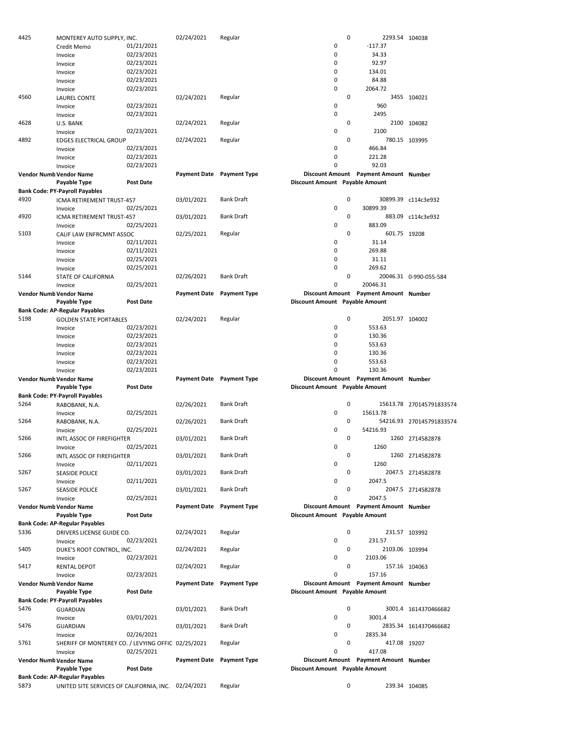| Vendor Number | Vendor Name | Payment Date | Payment Type | Discount Amount | Payment Amount | Number |
|---|---|---|---|---|---|---|
| | Payable Type / Post Date | | | Discount Amount | Payable Amount | |
| 4425 | MONTEREY AUTO SUPPLY, INC. | 02/24/2021 | Regular | 0 | 2293.54 | 104038 |
| | Credit Memo 01/21/2021 | | | 0 | -117.37 | |
| | Invoice 02/23/2021 | | | 0 | 34.33 | |
| | Invoice 02/23/2021 | | | 0 | 92.97 | |
| | Invoice 02/23/2021 | | | 0 | 134.01 | |
| | Invoice 02/23/2021 | | | 0 | 84.88 | |
| | Invoice 02/23/2021 | | | 0 | 2064.72 | |
| 4560 | LAUREL CONTE | 02/24/2021 | Regular | 0 | 3455 | 104021 |
| | Invoice 02/23/2021 | | | 0 | 960 | |
| | Invoice 02/23/2021 | | | 0 | 2495 | |
| 4628 | U.S. BANK | 02/24/2021 | Regular | 0 | 2100 | 104082 |
| | Invoice 02/23/2021 | | | 0 | 2100 | |
| 4892 | EDGES ELECTRICAL GROUP | 02/24/2021 | Regular | 0 | 780.15 | 103995 |
| | Invoice 02/23/2021 | | | 0 | 466.84 | |
| | Invoice 02/23/2021 | | | 0 | 221.28 | |
| | Invoice 02/23/2021 | | | 0 | 92.03 | |

**Bank Code: PY-Payroll Payables**

| Vendor Number | Vendor Name | Payment Date | Payment Type | Discount Amount | Payment Amount | Number |
|---|---|---|---|---|---|---|
| | Payable Type / Post Date | | | Discount Amount | Payable Amount | |
| 4920 | ICMA RETIREMENT TRUST-457 | 03/01/2021 | Bank Draft | 0 | 30899.39 | c114c3e932 |
| | Invoice 02/25/2021 | | | 0 | 30899.39 | |
| 4920 | ICMA RETIREMENT TRUST-457 | 03/01/2021 | Bank Draft | 0 | 883.09 | c114c3e932 |
| | Invoice 02/25/2021 | | | 0 | 883.09 | |
| 5103 | CALIF LAW ENFRCMNT ASSOC | 02/25/2021 | Regular | 0 | 601.75 | 19208 |
| | Invoice 02/11/2021 | | | 0 | 31.14 | |
| | Invoice 02/11/2021 | | | 0 | 269.88 | |
| | Invoice 02/25/2021 | | | 0 | 31.11 | |
| | Invoice 02/25/2021 | | | 0 | 269.62 | |
| 5144 | STATE OF CALIFORNIA | 02/26/2021 | Bank Draft | 0 | 20046.31 | 0-990-055-584 |
| | Invoice 02/25/2021 | | | 0 | 20046.31 | |

**Bank Code: AP-Regular Payables**

| Vendor Number | Vendor Name | Payment Date | Payment Type | Discount Amount | Payment Amount | Number |
|---|---|---|---|---|---|---|
| | Payable Type / Post Date | | | Discount Amount | Payable Amount | |
| 5198 | GOLDEN STATE PORTABLES | 02/24/2021 | Regular | 0 | 2051.97 | 104002 |
| | Invoice 02/23/2021 | | | 0 | 553.63 | |
| | Invoice 02/23/2021 | | | 0 | 130.36 | |
| | Invoice 02/23/2021 | | | 0 | 553.63 | |
| | Invoice 02/23/2021 | | | 0 | 130.36 | |
| | Invoice 02/23/2021 | | | 0 | 553.63 | |
| | Invoice 02/23/2021 | | | 0 | 130.36 | |

**Bank Code: PY-Payroll Payables**

| Vendor Number | Vendor Name | Payment Date | Payment Type | Discount Amount | Payment Amount | Number |
|---|---|---|---|---|---|---|
| | Payable Type / Post Date | | | Discount Amount | Payable Amount | |
| 5264 | RABOBANK, N.A. | 02/26/2021 | Bank Draft | 0 | 15613.78 | 270145791833574 |
| | Invoice 02/25/2021 | | | 0 | 15613.78 | |
| 5264 | RABOBANK, N.A. | 02/26/2021 | Bank Draft | 0 | 54216.93 | 270145791833574 |
| | Invoice 02/25/2021 | | | 0 | 54216.93 | |
| 5266 | INTL ASSOC OF FIREFIGHTER | 03/01/2021 | Bank Draft | 0 | 1260 | 2714582878 |
| | Invoice 02/25/2021 | | | 0 | 1260 | |
| 5266 | INTL ASSOC OF FIREFIGHTER | 03/01/2021 | Bank Draft | 0 | 1260 | 2714582878 |
| | Invoice 02/11/2021 | | | 0 | 1260 | |
| 5267 | SEASIDE POLICE | 03/01/2021 | Bank Draft | 0 | 2047.5 | 2714582878 |
| | Invoice 02/11/2021 | | | 0 | 2047.5 | |
| 5267 | SEASIDE POLICE | 03/01/2021 | Bank Draft | 0 | 2047.5 | 2714582878 |
| | Invoice 02/25/2021 | | | 0 | 2047.5 | |

**Bank Code: AP-Regular Payables**

| Vendor Number | Vendor Name | Payment Date | Payment Type | Discount Amount | Payment Amount | Number |
|---|---|---|---|---|---|---|
| | Payable Type / Post Date | | | Discount Amount | Payable Amount | |
| 5336 | DRIVERS LICENSE GUIDE CO. | 02/24/2021 | Regular | 0 | 231.57 | 103992 |
| | Invoice 02/23/2021 | | | 0 | 231.57 | |
| 5405 | DUKE'S ROOT CONTROL, INC. | 02/24/2021 | Regular | 0 | 2103.06 | 103994 |
| | Invoice 02/23/2021 | | | 0 | 2103.06 | |
| 5417 | RENTAL DEPOT | 02/24/2021 | Regular | 0 | 157.16 | 104063 |
| | Invoice 02/23/2021 | | | 0 | 157.16 | |

**Bank Code: PY-Payroll Payables**

| Vendor Number | Vendor Name | Payment Date | Payment Type | Discount Amount | Payment Amount | Number |
|---|---|---|---|---|---|---|
| | Payable Type / Post Date | | | Discount Amount | Payable Amount | |
| 5476 | GUARDIAN | 03/01/2021 | Bank Draft | 0 | 3001.4 | 1614370466682 |
| | Invoice 03/01/2021 | | | 0 | 3001.4 | |
| 5476 | GUARDIAN | 03/01/2021 | Bank Draft | 0 | 2835.34 | 1614370466682 |
| | Invoice 02/26/2021 | | | 0 | 2835.34 | |
| 5761 | SHERIFF OF MONTEREY CO. / LEVYING OFFIC | 02/25/2021 | Regular | 0 | 417.08 | 19207 |
| | Invoice 02/25/2021 | | | 0 | 417.08 | |

**Bank Code: AP-Regular Payables**

| Vendor Number | Vendor Name | Payment Date | Payment Type | Discount Amount | Payment Amount | Number |
|---|---|---|---|---|---|---|
| | Payable Type / Post Date | | | Discount Amount | Payable Amount | |
| 5873 | UNITED SITE SERVICES OF CALIFORNIA, INC. | 02/24/2021 | Regular | 0 | 239.34 | 104085 |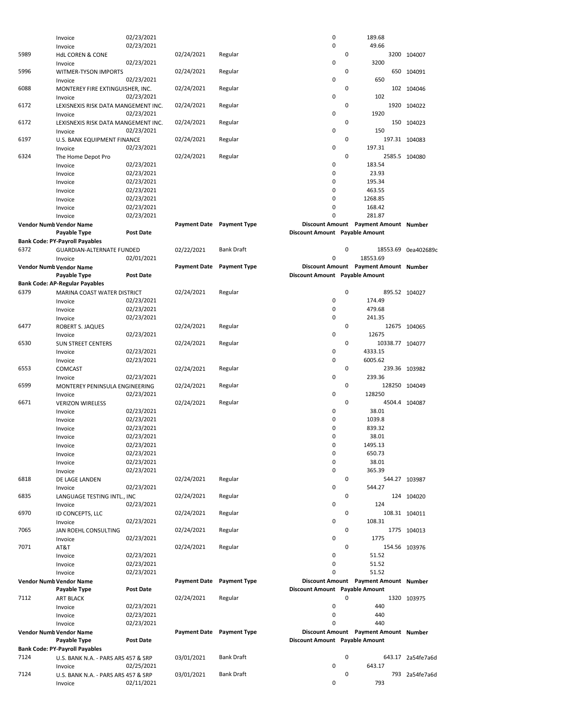| Vendor Number | Vendor Name | Payment Date | Payment Type | Discount Amount | Payment Amount | Number |
|---|---|---|---|---|---|---|
| | Invoice 02/23/2021 | | | 0 | 189.68 | |
| | Invoice 02/23/2021 | | | 0 | 49.66 | |
| 5989 | HdL COREN & CONE | 02/24/2021 | Regular | 0 | 3200 | 104007 |
| | Invoice 02/23/2021 | | | 0 | 3200 | |
| 5996 | WITMER-TYSON IMPORTS | 02/24/2021 | Regular | 0 | 650 | 104091 |
| | Invoice 02/23/2021 | | | 0 | 650 | |
| 6088 | MONTEREY FIRE EXTINGUISHER, INC. | 02/24/2021 | Regular | 0 | 102 | 104046 |
| | Invoice 02/23/2021 | | | 0 | 102 | |
| 6172 | LEXISNEXIS RISK DATA MANGEMENT INC. | 02/24/2021 | Regular | 0 | 1920 | 104022 |
| | Invoice 02/23/2021 | | | 0 | 1920 | |
| 6172 | LEXISNEXIS RISK DATA MANGEMENT INC. | 02/24/2021 | Regular | 0 | 150 | 104023 |
| | Invoice 02/23/2021 | | | 0 | 150 | |
| 6197 | U.S. BANK EQUIPMENT FINANCE | 02/24/2021 | Regular | 0 | 197.31 | 104083 |
| | Invoice 02/23/2021 | | | 0 | 197.31 | |
| 6324 | The Home Depot Pro | 02/24/2021 | Regular | 0 | 2585.5 | 104080 |
| | Invoice 02/23/2021 | | | 0 | 183.54 | |
| | Invoice 02/23/2021 | | | 0 | 23.93 | |
| | Invoice 02/23/2021 | | | 0 | 195.34 | |
| | Invoice 02/23/2021 | | | 0 | 463.55 | |
| | Invoice 02/23/2021 | | | 0 | 1268.85 | |
| | Invoice 02/23/2021 | | | 0 | 168.42 | |
| | Invoice 02/23/2021 | | | 0 | 281.87 | |

| Vendor Number | Vendor Name / Payable Type | Post Date | Payment Date | Payment Type | Discount Amount | Payment Amount / Payable Amount | Number |
|---|---|---|---|---|---|---|---|
| **Bank Code: PY-Payroll Payables** | | | | | | | |
| 6372 | GUARDIAN-ALTERNATE FUNDED | | 02/22/2021 | Bank Draft | 0 | 18553.69 | 0ea402689c |
| | Invoice | 02/01/2021 | | | 0 | 18553.69 | |

| Vendor Number | Vendor Name / Payable Type | Post Date | Payment Date | Payment Type | Discount Amount | Payment Amount / Payable Amount | Number |
|---|---|---|---|---|---|---|---|
| **Bank Code: AP-Regular Payables** | | | | | | | |
| 6379 | MARINA COAST WATER DISTRICT | | 02/24/2021 | Regular | 0 | 895.52 | 104027 |
| | Invoice | 02/23/2021 | | | 0 | 174.49 | |
| | Invoice | 02/23/2021 | | | 0 | 479.68 | |
| | Invoice | 02/23/2021 | | | 0 | 241.35 | |
| 6477 | ROBERT S. JAQUES | | 02/24/2021 | Regular | 0 | 12675 | 104065 |
| | Invoice | 02/23/2021 | | | 0 | 12675 | |
| 6530 | SUN STREET CENTERS | | 02/24/2021 | Regular | 0 | 10338.77 | 104077 |
| | Invoice | 02/23/2021 | | | 0 | 4333.15 | |
| | Invoice | 02/23/2021 | | | 0 | 6005.62 | |
| 6553 | COMCAST | | 02/24/2021 | Regular | 0 | 239.36 | 103982 |
| | Invoice | 02/23/2021 | | | 0 | 239.36 | |
| 6599 | MONTEREY PENINSULA ENGINEERING | | 02/24/2021 | Regular | 0 | 128250 | 104049 |
| | Invoice | 02/23/2021 | | | 0 | 128250 | |
| 6671 | VERIZON WIRELESS | | 02/24/2021 | Regular | 0 | 4504.4 | 104087 |
| | Invoice | 02/23/2021 | | | 0 | 38.01 | |
| | Invoice | 02/23/2021 | | | 0 | 1039.8 | |
| | Invoice | 02/23/2021 | | | 0 | 839.32 | |
| | Invoice | 02/23/2021 | | | 0 | 38.01 | |
| | Invoice | 02/23/2021 | | | 0 | 1495.13 | |
| | Invoice | 02/23/2021 | | | 0 | 650.73 | |
| | Invoice | 02/23/2021 | | | 0 | 38.01 | |
| | Invoice | 02/23/2021 | | | 0 | 365.39 | |
| 6818 | DE LAGE LANDEN | | 02/24/2021 | Regular | 0 | 544.27 | 103987 |
| | Invoice | 02/23/2021 | | | 0 | 544.27 | |
| 6835 | LANGUAGE TESTING INTL., INC | | 02/24/2021 | Regular | 0 | 124 | 104020 |
| | Invoice | 02/23/2021 | | | 0 | 124 | |
| 6970 | ID CONCEPTS, LLC | | 02/24/2021 | Regular | 0 | 108.31 | 104011 |
| | Invoice | 02/23/2021 | | | 0 | 108.31 | |
| 7065 | JAN ROEHL CONSULTING | | 02/24/2021 | Regular | 0 | 1775 | 104013 |
| | Invoice | 02/23/2021 | | | 0 | 1775 | |
| 7071 | AT&T | | 02/24/2021 | Regular | 0 | 154.56 | 103976 |
| | Invoice | 02/23/2021 | | | 0 | 51.52 | |
| | Invoice | 02/23/2021 | | | 0 | 51.52 | |
| | Invoice | 02/23/2021 | | | 0 | 51.52 | |

| Vendor Number | Vendor Name / Payable Type | Post Date | Payment Date | Payment Type | Discount Amount | Payment Amount / Payable Amount | Number |
|---|---|---|---|---|---|---|---|
| 7112 | ART BLACK | | 02/24/2021 | Regular | 0 | 1320 | 103975 |
| | Invoice | 02/23/2021 | | | 0 | 440 | |
| | Invoice | 02/23/2021 | | | 0 | 440 | |
| | Invoice | 02/23/2021 | | | 0 | 440 | |

| Vendor Number | Vendor Name / Payable Type | Post Date | Payment Date | Payment Type | Discount Amount | Payment Amount / Payable Amount | Number |
|---|---|---|---|---|---|---|---|
| **Bank Code: PY-Payroll Payables** | | | | | | | |
| 7124 | U.S. BANK N.A. - PARS ARS 457 & SRP | | 03/01/2021 | Bank Draft | 0 | 643.17 | 2a54fe7a6d |
| | Invoice | 02/25/2021 | | | 0 | 643.17 | |
| 7124 | U.S. BANK N.A. - PARS ARS 457 & SRP | | 03/01/2021 | Bank Draft | 0 | 793 | 2a54fe7a6d |
| | Invoice | 02/11/2021 | | | 0 | 793 | |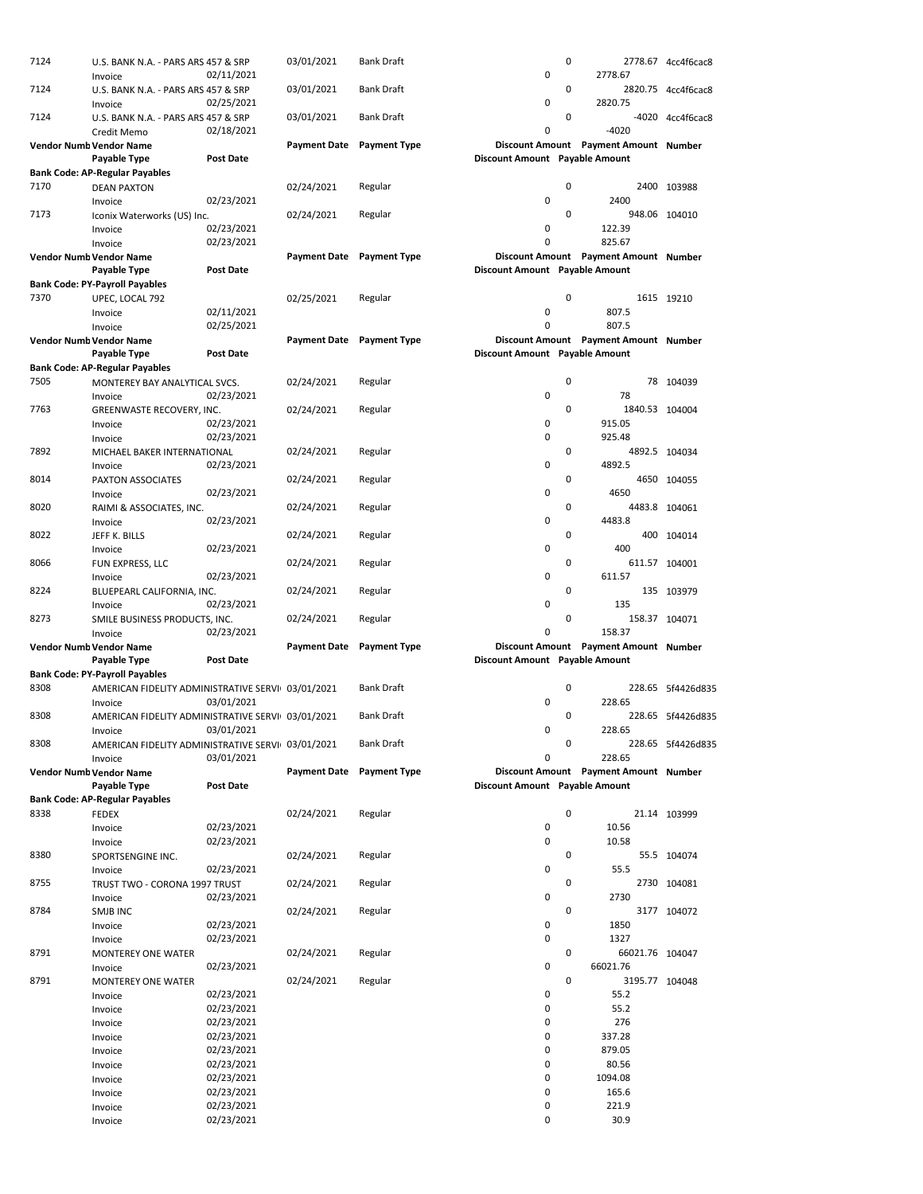| Vendor Number | Vendor Name | | Payment Date | Payment Type | Discount Amount | Payment Amount | Number |
|---|---|---|---|---|---|---|---|
| | Payable Type | Post Date | | | Discount Amount | Payable Amount | |
| 7124 | U.S. BANK N.A. - PARS ARS 457 & SRP | | 03/01/2021 | Bank Draft | 0 | 2778.67 | 4cc4f6cac8 |
| | Invoice | 02/11/2021 | | | 0 | 2778.67 | |
| 7124 | U.S. BANK N.A. - PARS ARS 457 & SRP | | 03/01/2021 | Bank Draft | 0 | 2820.75 | 4cc4f6cac8 |
| | Invoice | 02/25/2021 | | | 0 | 2820.75 | |
| 7124 | U.S. BANK N.A. - PARS ARS 457 & SRP | | 03/01/2021 | Bank Draft | 0 | -4020 | 4cc4f6cac8 |
| | Credit Memo | 02/18/2021 | | | 0 | -4020 | |

| Vendor Number | Vendor Name | | Payment Date | Payment Type | Discount Amount | Payment Amount | Number |
|---|---|---|---|---|---|---|---|
| | Payable Type | Post Date | | | Discount Amount | Payable Amount | |
| **Bank Code: AP-Regular Payables** | | | | | | | |
| 7170 | DEAN PAXTON | | 02/24/2021 | Regular | 0 | 2400 | 103988 |
| | Invoice | 02/23/2021 | | | 0 | 2400 | |
| 7173 | Iconix Waterworks (US) Inc. | | 02/24/2021 | Regular | 0 | 948.06 | 104010 |
| | Invoice | 02/23/2021 | | | 0 | 122.39 | |
| | Invoice | 02/23/2021 | | | 0 | 825.67 | |

| Vendor Number | Vendor Name | | Payment Date | Payment Type | Discount Amount | Payment Amount | Number |
|---|---|---|---|---|---|---|---|
| | Payable Type | Post Date | | | Discount Amount | Payable Amount | |
| **Bank Code: PY-Payroll Payables** | | | | | | | |
| 7370 | UPEC, LOCAL 792 | | 02/25/2021 | Regular | 0 | 1615 | 19210 |
| | Invoice | 02/11/2021 | | | 0 | 807.5 | |
| | Invoice | 02/25/2021 | | | 0 | 807.5 | |

| Vendor Number | Vendor Name | | Payment Date | Payment Type | Discount Amount | Payment Amount | Number |
|---|---|---|---|---|---|---|---|
| | Payable Type | Post Date | | | Discount Amount | Payable Amount | |
| **Bank Code: AP-Regular Payables** | | | | | | | |
| 7505 | MONTEREY BAY ANALYTICAL SVCS. | | 02/24/2021 | Regular | 0 | 78 | 104039 |
| | Invoice | 02/23/2021 | | | 0 | 78 | |
| 7763 | GREENWASTE RECOVERY, INC. | | 02/24/2021 | Regular | 0 | 1840.53 | 104004 |
| | Invoice | 02/23/2021 | | | 0 | 915.05 | |
| | Invoice | 02/23/2021 | | | 0 | 925.48 | |
| 7892 | MICHAEL BAKER INTERNATIONAL | | 02/24/2021 | Regular | 0 | 4892.5 | 104034 |
| | Invoice | 02/23/2021 | | | 0 | 4892.5 | |
| 8014 | PAXTON ASSOCIATES | | 02/24/2021 | Regular | 0 | 4650 | 104055 |
| | Invoice | 02/23/2021 | | | 0 | 4650 | |
| 8020 | RAIMI & ASSOCIATES, INC. | | 02/24/2021 | Regular | 0 | 4483.8 | 104061 |
| | Invoice | 02/23/2021 | | | 0 | 4483.8 | |
| 8022 | JEFF K. BILLS | | 02/24/2021 | Regular | 0 | 400 | 104014 |
| | Invoice | 02/23/2021 | | | 0 | 400 | |
| 8066 | FUN EXPRESS, LLC | | 02/24/2021 | Regular | 0 | 611.57 | 104001 |
| | Invoice | 02/23/2021 | | | 0 | 611.57 | |
| 8224 | BLUEPEARL CALIFORNIA, INC. | | 02/24/2021 | Regular | 0 | 135 | 103979 |
| | Invoice | 02/23/2021 | | | 0 | 135 | |
| 8273 | SMILE BUSINESS PRODUCTS, INC. | | 02/24/2021 | Regular | 0 | 158.37 | 104071 |
| | Invoice | 02/23/2021 | | | 0 | 158.37 | |

| Vendor Number | Vendor Name | | Payment Date | Payment Type | Discount Amount | Payment Amount | Number |
|---|---|---|---|---|---|---|---|
| | Payable Type | Post Date | | | Discount Amount | Payable Amount | |
| **Bank Code: PY-Payroll Payables** | | | | | | | |
| 8308 | AMERICAN FIDELITY ADMINISTRATIVE SERVI | | 03/01/2021 | Bank Draft | 0 | 228.65 | 5f4426d835 |
| | Invoice | 03/01/2021 | | | 0 | 228.65 | |
| 8308 | AMERICAN FIDELITY ADMINISTRATIVE SERVI | | 03/01/2021 | Bank Draft | 0 | 228.65 | 5f4426d835 |
| | Invoice | 03/01/2021 | | | 0 | 228.65 | |
| 8308 | AMERICAN FIDELITY ADMINISTRATIVE SERVI | | 03/01/2021 | Bank Draft | 0 | 228.65 | 5f4426d835 |
| | Invoice | 03/01/2021 | | | 0 | 228.65 | |

| Vendor Number | Vendor Name | | Payment Date | Payment Type | Discount Amount | Payment Amount | Number |
|---|---|---|---|---|---|---|---|
| | Payable Type | Post Date | | | Discount Amount | Payable Amount | |
| **Bank Code: AP-Regular Payables** | | | | | | | |
| 8338 | FEDEX | | 02/24/2021 | Regular | 0 | 21.14 | 103999 |
| | Invoice | 02/23/2021 | | | 0 | 10.56 | |
| | Invoice | 02/23/2021 | | | 0 | 10.58 | |
| 8380 | SPORTSENGINE INC. | | 02/24/2021 | Regular | 0 | 55.5 | 104074 |
| | Invoice | 02/23/2021 | | | 0 | 55.5 | |
| 8755 | TRUST TWO - CORONA 1997 TRUST | | 02/24/2021 | Regular | 0 | 2730 | 104081 |
| | Invoice | 02/23/2021 | | | 0 | 2730 | |
| 8784 | SMJB INC | | 02/24/2021 | Regular | 0 | 3177 | 104072 |
| | Invoice | 02/23/2021 | | | 0 | 1850 | |
| | Invoice | 02/23/2021 | | | 0 | 1327 | |
| 8791 | MONTEREY ONE WATER | | 02/24/2021 | Regular | 0 | 66021.76 | 104047 |
| | Invoice | 02/23/2021 | | | 0 | 66021.76 | |
| 8791 | MONTEREY ONE WATER | | 02/24/2021 | Regular | 0 | 3195.77 | 104048 |
| | Invoice | 02/23/2021 | | | 0 | 55.2 | |
| | Invoice | 02/23/2021 | | | 0 | 55.2 | |
| | Invoice | 02/23/2021 | | | 0 | 276 | |
| | Invoice | 02/23/2021 | | | 0 | 337.28 | |
| | Invoice | 02/23/2021 | | | 0 | 879.05 | |
| | Invoice | 02/23/2021 | | | 0 | 80.56 | |
| | Invoice | 02/23/2021 | | | 0 | 1094.08 | |
| | Invoice | 02/23/2021 | | | 0 | 165.6 | |
| | Invoice | 02/23/2021 | | | 0 | 221.9 | |
| | Invoice | 02/23/2021 | | | 0 | 30.9 | |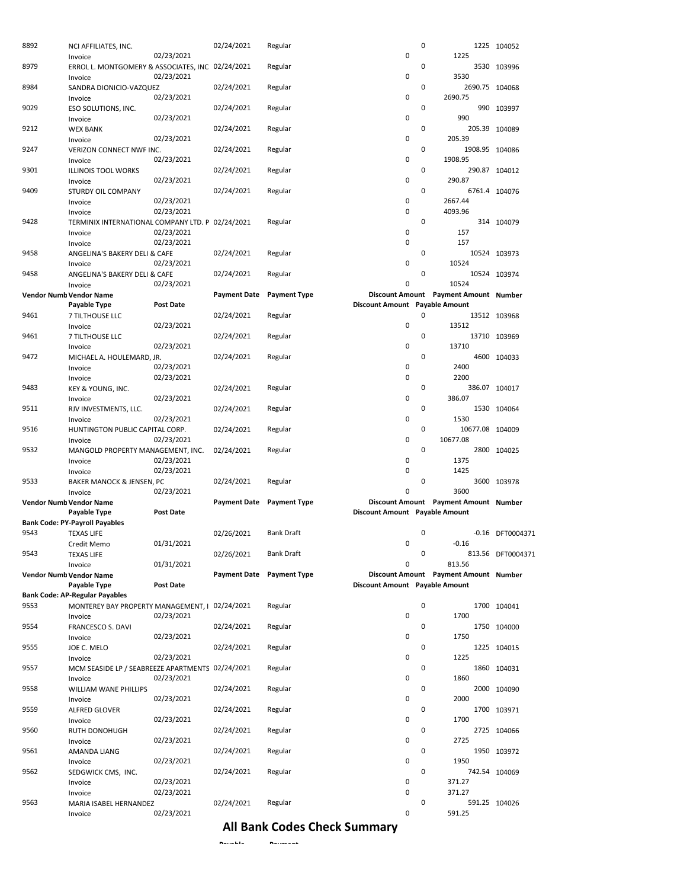| Vendor Number | Vendor Name | | Payment Date | Payment Type | Discount Amount | Payment Amount | Number |
|---|---|---|---|---|---|---|---|
| | Payable Type | Post Date | | | Discount Amount | Payable Amount | |
| 8892 | NCI AFFILIATES, INC. | | 02/24/2021 | Regular | 0 | 1225 | 104052 |
| | Invoice | 02/23/2021 | | | 0 | 1225 | |
| 8979 | ERROL L. MONTGOMERY & ASSOCIATES, INC | | 02/24/2021 | Regular | 0 | 3530 | 103996 |
| | Invoice | 02/23/2021 | | | 0 | 3530 | |
| 8984 | SANDRA DIONICIO-VAZQUEZ | | 02/24/2021 | Regular | 0 | 2690.75 | 104068 |
| | Invoice | 02/23/2021 | | | 0 | 2690.75 | |
| 9029 | ESO SOLUTIONS, INC. | | 02/24/2021 | Regular | 0 | 990 | 103997 |
| | Invoice | 02/23/2021 | | | 0 | 990 | |
| 9212 | WEX BANK | | 02/24/2021 | Regular | 0 | 205.39 | 104089 |
| | Invoice | 02/23/2021 | | | 0 | 205.39 | |
| 9247 | VERIZON CONNECT NWF INC. | | 02/24/2021 | Regular | 0 | 1908.95 | 104086 |
| | Invoice | 02/23/2021 | | | 0 | 1908.95 | |
| 9301 | ILLINOIS TOOL WORKS | | 02/24/2021 | Regular | 0 | 290.87 | 104012 |
| | Invoice | 02/23/2021 | | | 0 | 290.87 | |
| 9409 | STURDY OIL COMPANY | | 02/24/2021 | Regular | 0 | 6761.4 | 104076 |
| | Invoice | 02/23/2021 | | | 0 | 2667.44 | |
| | Invoice | 02/23/2021 | | | 0 | 4093.96 | |
| 9428 | TERMINIX INTERNATIONAL COMPANY LTD. P | | 02/24/2021 | Regular | 0 | 314 | 104079 |
| | Invoice | 02/23/2021 | | | 0 | 157 | |
| | Invoice | 02/23/2021 | | | 0 | 157 | |
| 9458 | ANGELINA'S BAKERY DELI & CAFE | | 02/24/2021 | Regular | 0 | 10524 | 103973 |
| | Invoice | 02/23/2021 | | | 0 | 10524 | |
| 9458 | ANGELINA'S BAKERY DELI & CAFE | | 02/24/2021 | Regular | 0 | 10524 | 103974 |
| | Invoice | 02/23/2021 | | | 0 | 10524 | |

| Vendor Number | Vendor Name | | Payment Date | Payment Type | Discount Amount | Payment Amount | Number |
|---|---|---|---|---|---|---|---|
| | Payable Type | Post Date | | | Discount Amount | Payable Amount | |
| 9461 | 7 TILTHOUSE LLC | | 02/24/2021 | Regular | 0 | 13512 | 103968 |
| | Invoice | 02/23/2021 | | | 0 | 13512 | |
| 9461 | 7 TILTHOUSE LLC | | 02/24/2021 | Regular | 0 | 13710 | 103969 |
| | Invoice | 02/23/2021 | | | 0 | 13710 | |
| 9472 | MICHAEL A. HOULEMARD, JR. | | 02/24/2021 | Regular | 0 | 4600 | 104033 |
| | Invoice | 02/23/2021 | | | 0 | 2400 | |
| | Invoice | 02/23/2021 | | | 0 | 2200 | |
| 9483 | KEY & YOUNG, INC. | | 02/24/2021 | Regular | 0 | 386.07 | 104017 |
| | Invoice | 02/23/2021 | | | 0 | 386.07 | |
| 9511 | RJV INVESTMENTS, LLC. | | 02/24/2021 | Regular | 0 | 1530 | 104064 |
| | Invoice | 02/23/2021 | | | 0 | 1530 | |
| 9516 | HUNTINGTON PUBLIC CAPITAL CORP. | | 02/24/2021 | Regular | 0 | 10677.08 | 104009 |
| | Invoice | 02/23/2021 | | | 0 | 10677.08 | |
| 9532 | MANGOLD PROPERTY MANAGEMENT, INC. | | 02/24/2021 | Regular | 0 | 2800 | 104025 |
| | Invoice | 02/23/2021 | | | 0 | 1375 | |
| | Invoice | 02/23/2021 | | | 0 | 1425 | |
| 9533 | BAKER MANOCK & JENSEN, PC | | 02/24/2021 | Regular | 0 | 3600 | 103978 |
| | Invoice | 02/23/2021 | | | 0 | 3600 | |

| Vendor Number | Vendor Name | | Payment Date | Payment Type | Discount Amount | Payment Amount | Number |
|---|---|---|---|---|---|---|---|
| | Payable Type | Post Date | | | Discount Amount | Payable Amount | |
| **Bank Code: PY-Payroll Payables** | | | | | | | |
| 9543 | TEXAS LIFE | | 02/26/2021 | Bank Draft | 0 | -0.16 | DFT0004371 |
| | Credit Memo | 01/31/2021 | | | 0 | -0.16 | |
| 9543 | TEXAS LIFE | | 02/26/2021 | Bank Draft | 0 | 813.56 | DFT0004371 |
| | Invoice | 01/31/2021 | | | 0 | 813.56 | |

| Vendor Number | Vendor Name | | Payment Date | Payment Type | Discount Amount | Payment Amount | Number |
|---|---|---|---|---|---|---|---|
| | Payable Type | Post Date | | | Discount Amount | Payable Amount | |
| **Bank Code: AP-Regular Payables** | | | | | | | |
| 9553 | MONTEREY BAY PROPERTY MANAGEMENT, I | | 02/24/2021 | Regular | 0 | 1700 | 104041 |
| | Invoice | 02/23/2021 | | | 0 | 1700 | |
| 9554 | FRANCESCO S. DAVI | | 02/24/2021 | Regular | 0 | 1750 | 104000 |
| | Invoice | 02/23/2021 | | | 0 | 1750 | |
| 9555 | JOE C. MELO | | 02/24/2021 | Regular | 0 | 1225 | 104015 |
| | Invoice | 02/23/2021 | | | 0 | 1225 | |
| 9557 | MCM SEASIDE LP / SEABREEZE APARTMENTS | | 02/24/2021 | Regular | 0 | 1860 | 104031 |
| | Invoice | 02/23/2021 | | | 0 | 1860 | |
| 9558 | WILLIAM WANE PHILLIPS | | 02/24/2021 | Regular | 0 | 2000 | 104090 |
| | Invoice | 02/23/2021 | | | 0 | 2000 | |
| 9559 | ALFRED GLOVER | | 02/24/2021 | Regular | 0 | 1700 | 103971 |
| | Invoice | 02/23/2021 | | | 0 | 1700 | |
| 9560 | RUTH DONOHUGH | | 02/24/2021 | Regular | 0 | 2725 | 104066 |
| | Invoice | 02/23/2021 | | | 0 | 2725 | |
| 9561 | AMANDA LIANG | | 02/24/2021 | Regular | 0 | 1950 | 103972 |
| | Invoice | 02/23/2021 | | | 0 | 1950 | |
| 9562 | SEDGWICK CMS, INC. | | 02/24/2021 | Regular | 0 | 742.54 | 104069 |
| | Invoice | 02/23/2021 | | | 0 | 371.27 | |
| | Invoice | 02/23/2021 | | | 0 | 371.27 | |
| 9563 | MARIA ISABEL HERNANDEZ | | 02/24/2021 | Regular | 0 | 591.25 | 104026 |
| | Invoice | 02/23/2021 | | | 0 | 591.25 | |

## All Bank Codes Check Summary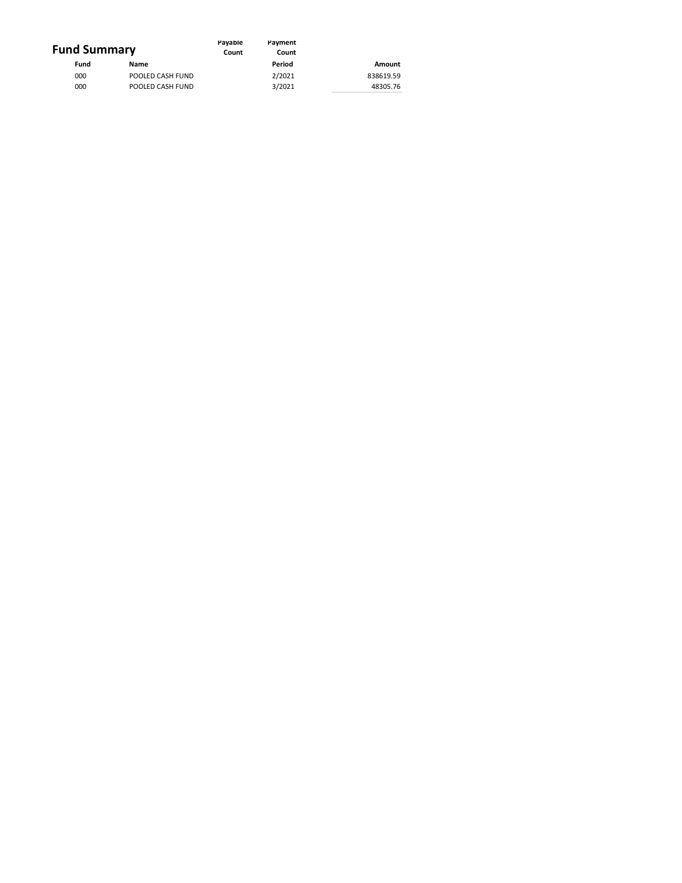## Fund Summary

| Fund | Name | Payable Count | Payment Count Period | Amount |
|---|---|---|---|---|
| 000 | POOLED CASH FUND | | 2/2021 | 838619.59 |
| 000 | POOLED CASH FUND | | 3/2021 | 48305.76 |